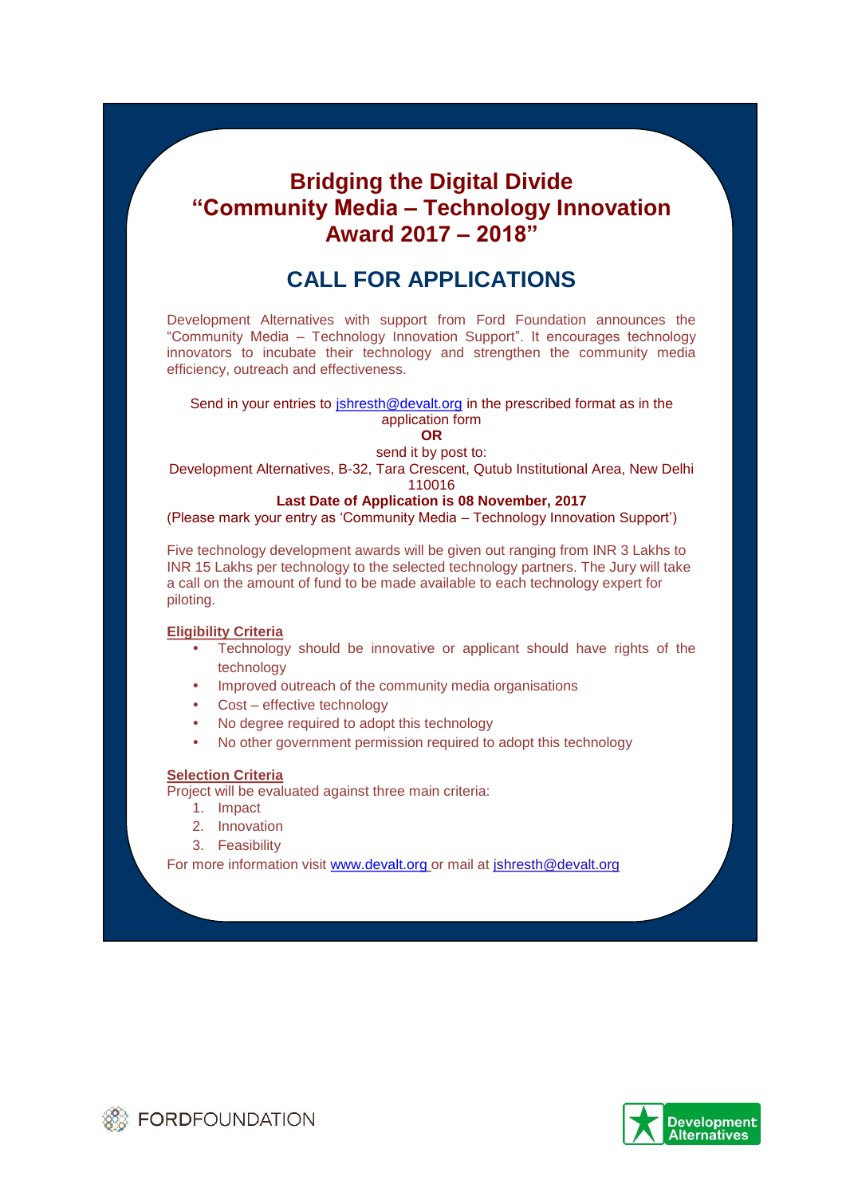# Bridging the Digital Divide
# "Community Media – Technology Innovation Award 2017 – 2018"

## CALL FOR APPLICATIONS

Development Alternatives with support from Ford Foundation announces the "Community Media – Technology Innovation Support". It encourages technology innovators to incubate their technology and strengthen the community media efficiency, outreach and effectiveness.

Send in your entries to jshresth@devalt.org in the prescribed format as in the application form

**OR**

send it by post to:

Development Alternatives, B-32, Tara Crescent, Qutub Institutional Area, New Delhi 110016

**Last Date of Application is 08 November, 2017**

(Please mark your entry as 'Community Media – Technology Innovation Support')

Five technology development awards will be given out ranging from INR 3 Lakhs to INR 15 Lakhs per technology to the selected technology partners. The Jury will take a call on the amount of fund to be made available to each technology expert for piloting.

**Eligibility Criteria**

- Technology should be innovative or applicant should have rights of the technology
- Improved outreach of the community media organisations
- Cost – effective technology
- No degree required to adopt this technology
- No other government permission required to adopt this technology

**Selection Criteria**

Project will be evaluated against three main criteria:

1. Impact
2. Innovation
3. Feasibility

For more information visit www.devalt.org or mail at jshresth@devalt.org

FORDFOUNDATION

Development Alternatives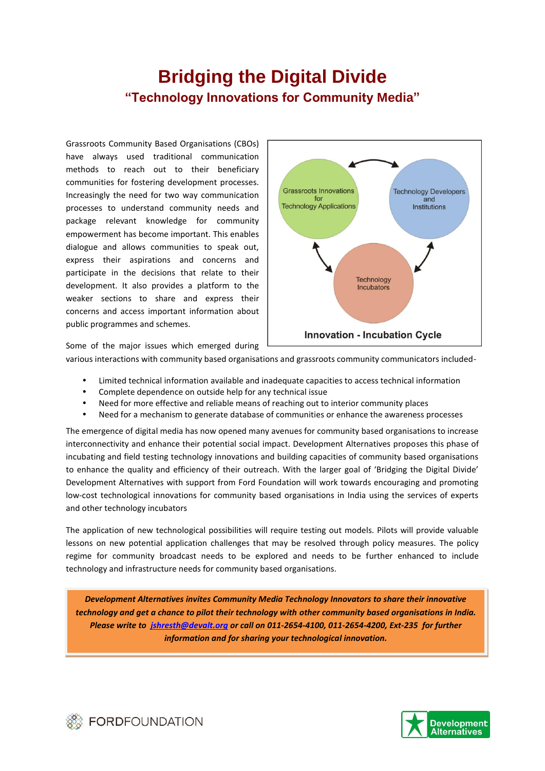# Bridging the Digital Divide

## "Technology Innovations for Community Media"

Grassroots Community Based Organisations (CBOs) have always used traditional communication methods to reach out to their beneficiary communities for fostering development processes. Increasingly the need for two way communication processes to understand community needs and package relevant knowledge for community empowerment has become important. This enables dialogue and allows communities to speak out, express their aspirations and concerns and participate in the decisions that relate to their development. It also provides a platform to the weaker sections to share and express their concerns and access important information about public programmes and schemes.

Grassroots Innovations for Technology Applications

Technology Developers and Institutions

Technology Incubators

**Innovation - Incubation Cycle**

Some of the major issues which emerged during various interactions with community based organisations and grassroots community communicators included-

- Limited technical information available and inadequate capacities to access technical information
- Complete dependence on outside help for any technical issue
- Need for more effective and reliable means of reaching out to interior community places
- Need for a mechanism to generate database of communities or enhance the awareness processes

The emergence of digital media has now opened many avenues for community based organisations to increase interconnectivity and enhance their potential social impact. Development Alternatives proposes this phase of incubating and field testing technology innovations and building capacities of community based organisations to enhance the quality and efficiency of their outreach. With the larger goal of 'Bridging the Digital Divide' Development Alternatives with support from Ford Foundation will work towards encouraging and promoting low-cost technological innovations for community based organisations in India using the services of experts and other technology incubators

The application of new technological possibilities will require testing out models. Pilots will provide valuable lessons on new potential application challenges that may be resolved through policy measures. The policy regime for community broadcast needs to be explored and needs to be further enhanced to include technology and infrastructure needs for community based organisations.

***Development Alternatives invites Community Media Technology Innovators to share their innovative technology and get a chance to pilot their technology with other community based organisations in India. Please write to jshresth@devalt.org or call on 011-2654-4100, 011-2654-4200, Ext-235 for further information and for sharing your technological innovation.***

FORDFOUNDATION

Development Alternatives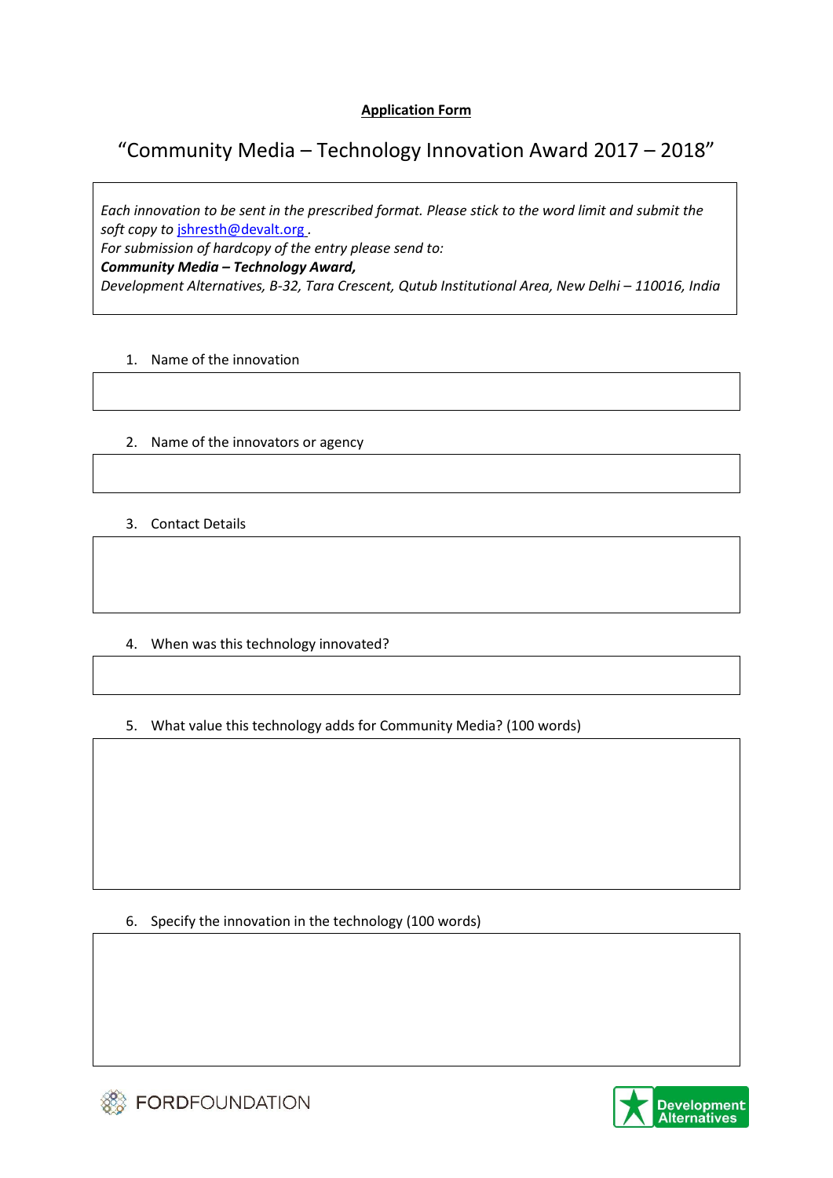**<u>Application Form</u>**

# "Community Media – Technology Innovation Award 2017 – 2018"

*Each innovation to be sent in the prescribed format. Please stick to the word limit and submit the soft copy to* [jshresth@devalt.org](mailto:jshresth@devalt.org) *.*
*For submission of hardcopy of the entry please send to:*
***Community Media – Technology Award,***
*Development Alternatives, B-32, Tara Crescent, Qutub Institutional Area, New Delhi – 110016, India*

1. Name of the innovation

2. Name of the innovators or agency

3. Contact Details

4. When was this technology innovated?

5. What value this technology adds for Community Media? (100 words)

6. Specify the innovation in the technology (100 words)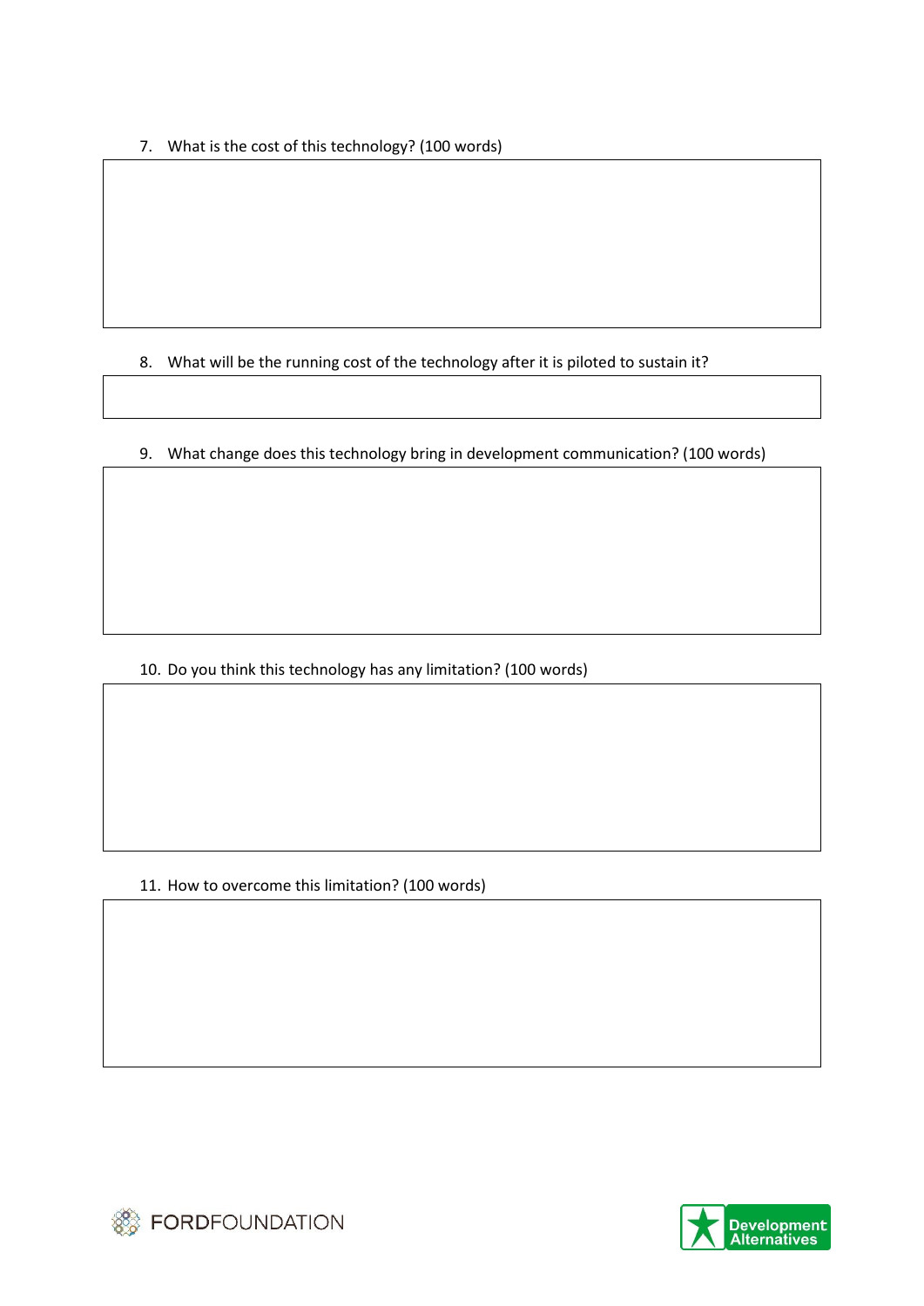7. What is the cost of this technology? (100 words)

8. What will be the running cost of the technology after it is piloted to sustain it?

9. What change does this technology bring in development communication? (100 words)

10. Do you think this technology has any limitation? (100 words)

11. How to overcome this limitation? (100 words)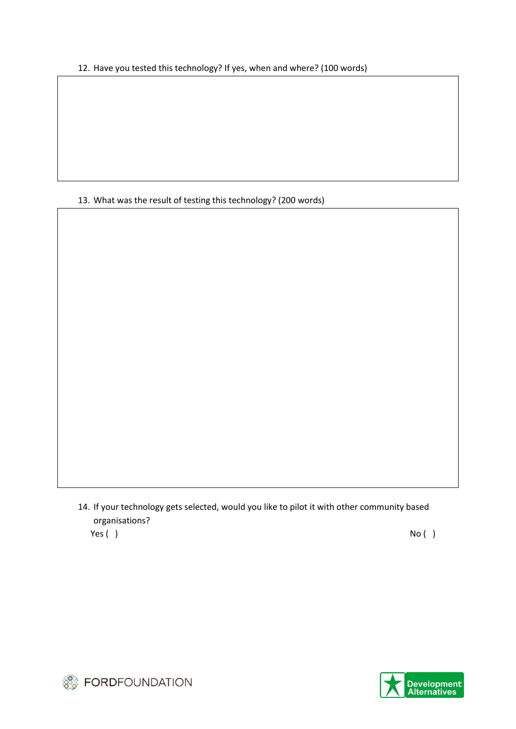12. Have you tested this technology? If yes, when and where? (100 words)

13. What was the result of testing this technology? (200 words)

14. If your technology gets selected, would you like to pilot it with other community based organisations?

Yes ( ) No ( )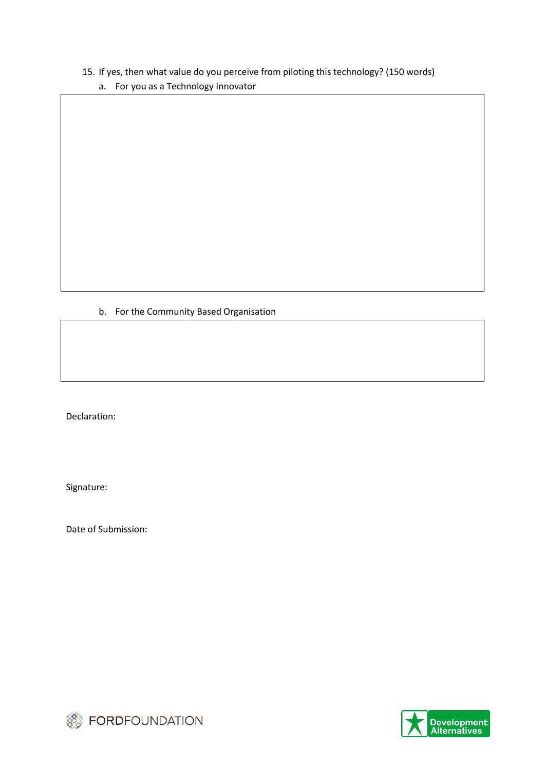15. If yes, then what value do you perceive from piloting this technology? (150 words)
    a. For you as a Technology Innovator

    b. For the Community Based Organisation

Declaration:

Signature:

Date of Submission: